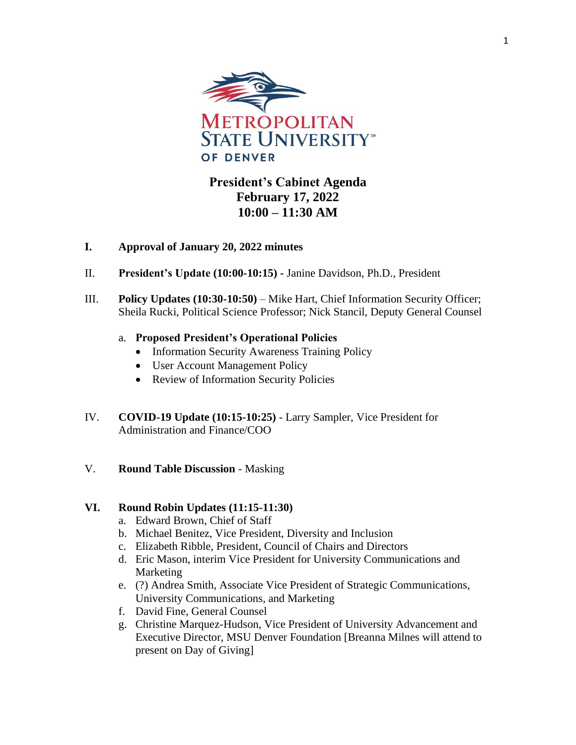# President's Cabinet Agenda
## February 17, 2022
## 10:00 – 11:30 AM

**I. Approval of January 20, 2022 minutes**

II. **President's Update (10:00-10:15) -** Janine Davidson, Ph.D., President

III. **Policy Updates (10:30-10:50)** – Mike Hart, Chief Information Security Officer; Sheila Rucki, Political Science Professor; Nick Stancil, Deputy General Counsel

   a. **Proposed President's Operational Policies**
      - Information Security Awareness Training Policy
      - User Account Management Policy
      - Review of Information Security Policies

IV. **COVID-19 Update (10:15-10:25)** - Larry Sampler, Vice President for Administration and Finance/COO

V. **Round Table Discussion** - Masking

**VI. Round Robin Updates (11:15-11:30)**

   a. Edward Brown, Chief of Staff
   b. Michael Benitez, Vice President, Diversity and Inclusion
   c. Elizabeth Ribble, President, Council of Chairs and Directors
   d. Eric Mason, interim Vice President for University Communications and Marketing
   e. (?) Andrea Smith, Associate Vice President of Strategic Communications, University Communications, and Marketing
   f. David Fine, General Counsel
   g. Christine Marquez-Hudson, Vice President of University Advancement and Executive Director, MSU Denver Foundation [Breanna Milnes will attend to present on Day of Giving]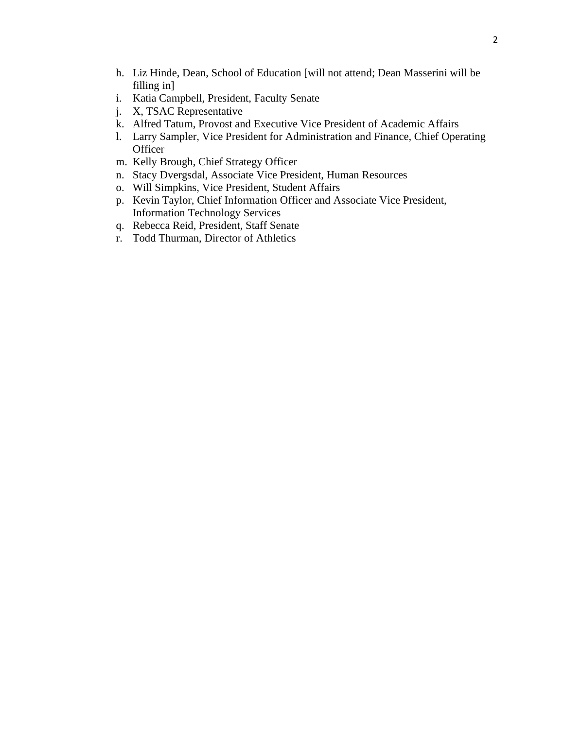h. Liz Hinde, Dean, School of Education [will not attend; Dean Masserini will be filling in]
i. Katia Campbell, President, Faculty Senate
j. X, TSAC Representative
k. Alfred Tatum, Provost and Executive Vice President of Academic Affairs
l. Larry Sampler, Vice President for Administration and Finance, Chief Operating Officer
m. Kelly Brough, Chief Strategy Officer
n. Stacy Dvergsdal, Associate Vice President, Human Resources
o. Will Simpkins, Vice President, Student Affairs
p. Kevin Taylor, Chief Information Officer and Associate Vice President, Information Technology Services
q. Rebecca Reid, President, Staff Senate
r. Todd Thurman, Director of Athletics